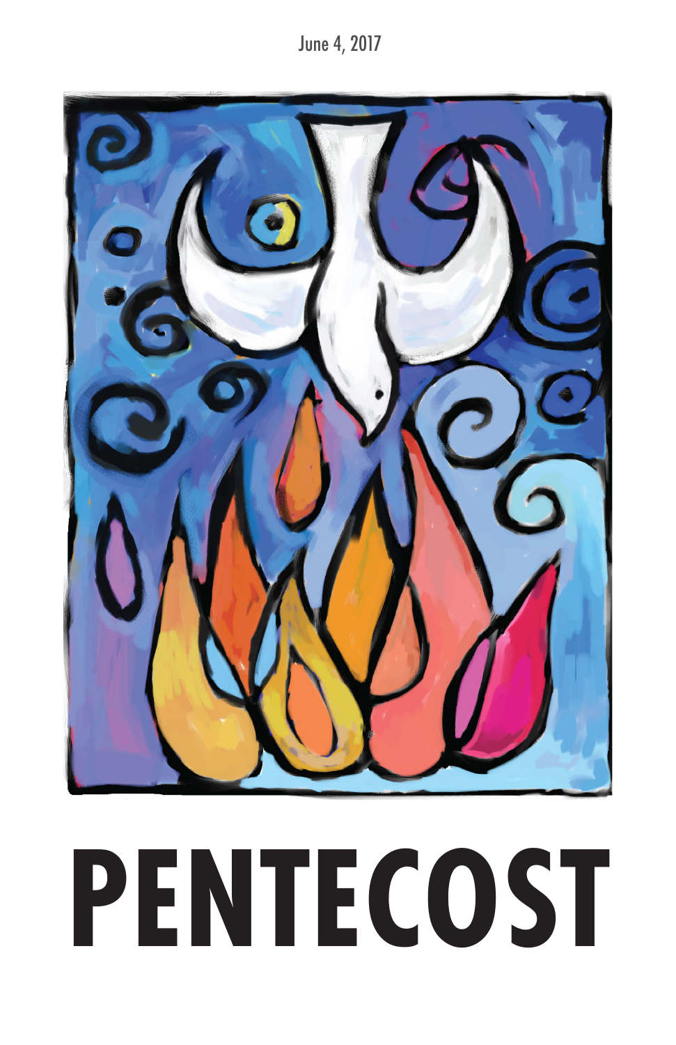June 4, 2017

# PENTECOST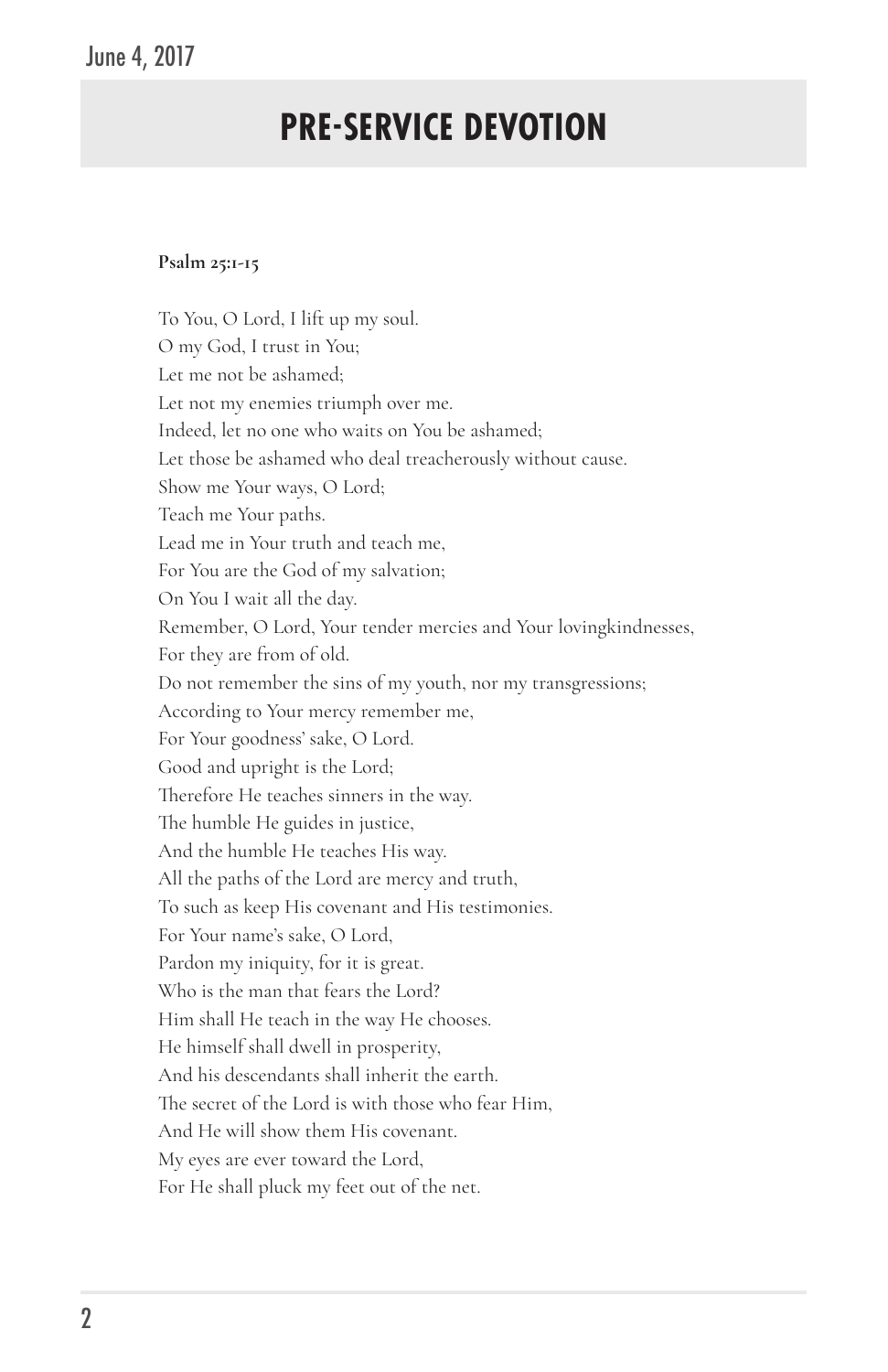June 4, 2017

# PRE-SERVICE DEVOTION

**Psalm 25:1-15**

To You, O Lord, I lift up my soul.
O my God, I trust in You;
Let me not be ashamed;
Let not my enemies triumph over me.
Indeed, let no one who waits on You be ashamed;
Let those be ashamed who deal treacherously without cause.
Show me Your ways, O Lord;
Teach me Your paths.
Lead me in Your truth and teach me,
For You are the God of my salvation;
On You I wait all the day.
Remember, O Lord, Your tender mercies and Your lovingkindnesses,
For they are from of old.
Do not remember the sins of my youth, nor my transgressions;
According to Your mercy remember me,
For Your goodness' sake, O Lord.
Good and upright is the Lord;
Therefore He teaches sinners in the way.
The humble He guides in justice,
And the humble He teaches His way.
All the paths of the Lord are mercy and truth,
To such as keep His covenant and His testimonies.
For Your name's sake, O Lord,
Pardon my iniquity, for it is great.
Who is the man that fears the Lord?
Him shall He teach in the way He chooses.
He himself shall dwell in prosperity,
And his descendants shall inherit the earth.
The secret of the Lord is with those who fear Him,
And He will show them His covenant.
My eyes are ever toward the Lord,
For He shall pluck my feet out of the net.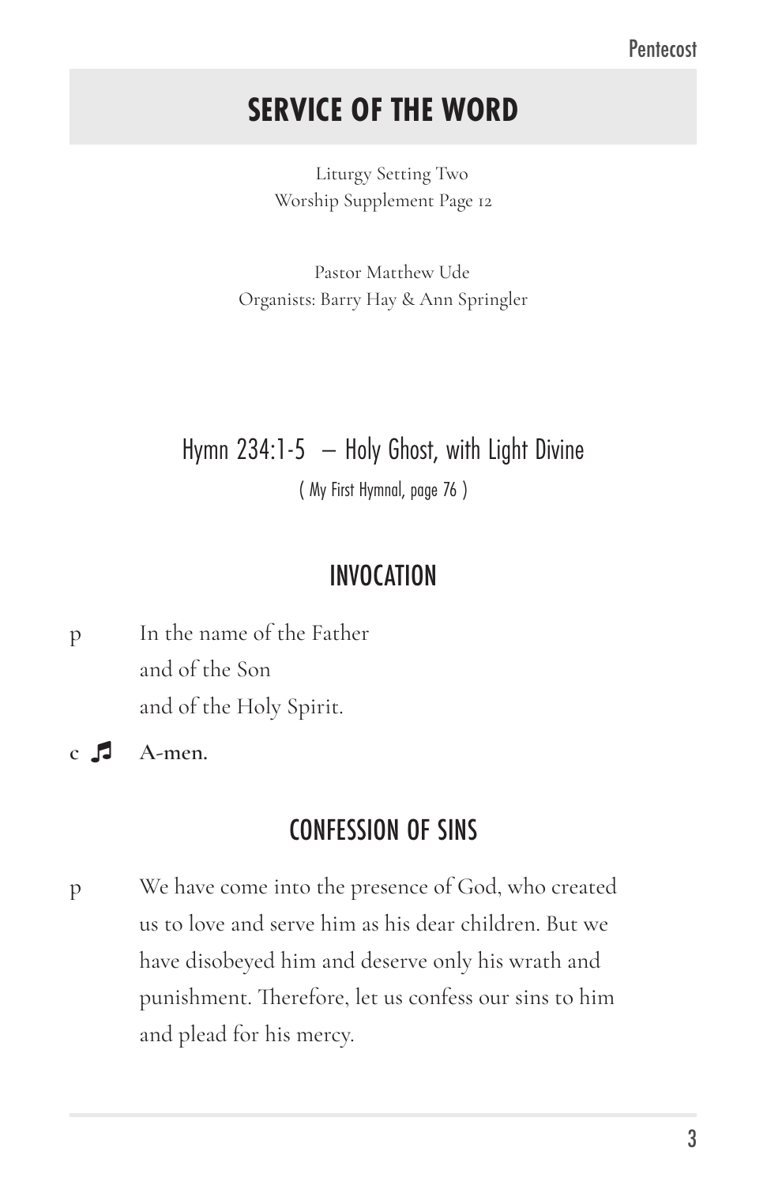# SERVICE OF THE WORD

Liturgy Setting Two
Worship Supplement Page 12

Pastor Matthew Ude
Organists: Barry Hay & Ann Springler

## Hymn 234:1-5 – Holy Ghost, with Light Divine

( My First Hymnal, page 76 )

## INVOCATION

p In the name of the Father
and of the Son
and of the Holy Spirit.

**c ♫ A-men.**

## CONFESSION OF SINS

p We have come into the presence of God, who created us to love and serve him as his dear children. But we have disobeyed him and deserve only his wrath and punishment. Therefore, let us confess our sins to him and plead for his mercy.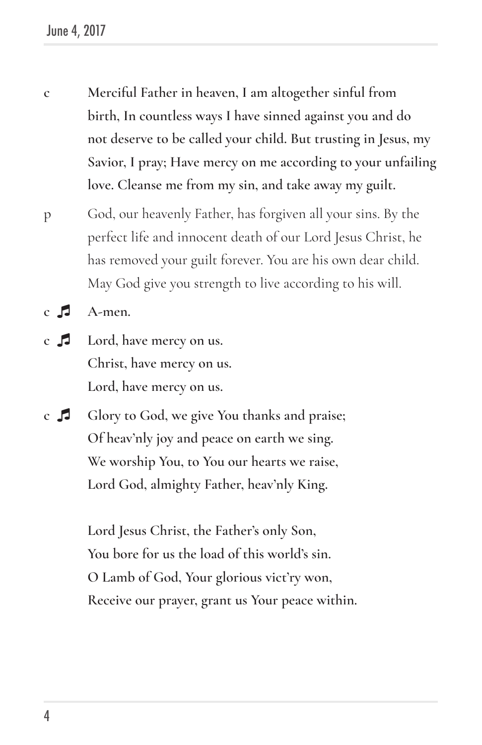c **Merciful Father in heaven, I am altogether sinful from birth, In countless ways I have sinned against you and do not deserve to be called your child. But trusting in Jesus, my Savior, I pray; Have mercy on me according to your unfailing love. Cleanse me from my sin, and take away my guilt.**

p God, our heavenly Father, has forgiven all your sins. By the perfect life and innocent death of our Lord Jesus Christ, he has removed your guilt forever. You are his own dear child. May God give you strength to live according to his will.

c ♫ **A-men.**

c ♫ **Lord, have mercy on us.**
**Christ, have mercy on us.**
**Lord, have mercy on us.**

c ♫ **Glory to God, we give You thanks and praise;**
**Of heav'nly joy and peace on earth we sing.**
**We worship You, to You our hearts we raise,**
**Lord God, almighty Father, heav'nly King.**

**Lord Jesus Christ, the Father's only Son,**
**You bore for us the load of this world's sin.**
**O Lamb of God, Your glorious vict'ry won,**
**Receive our prayer, grant us Your peace within.**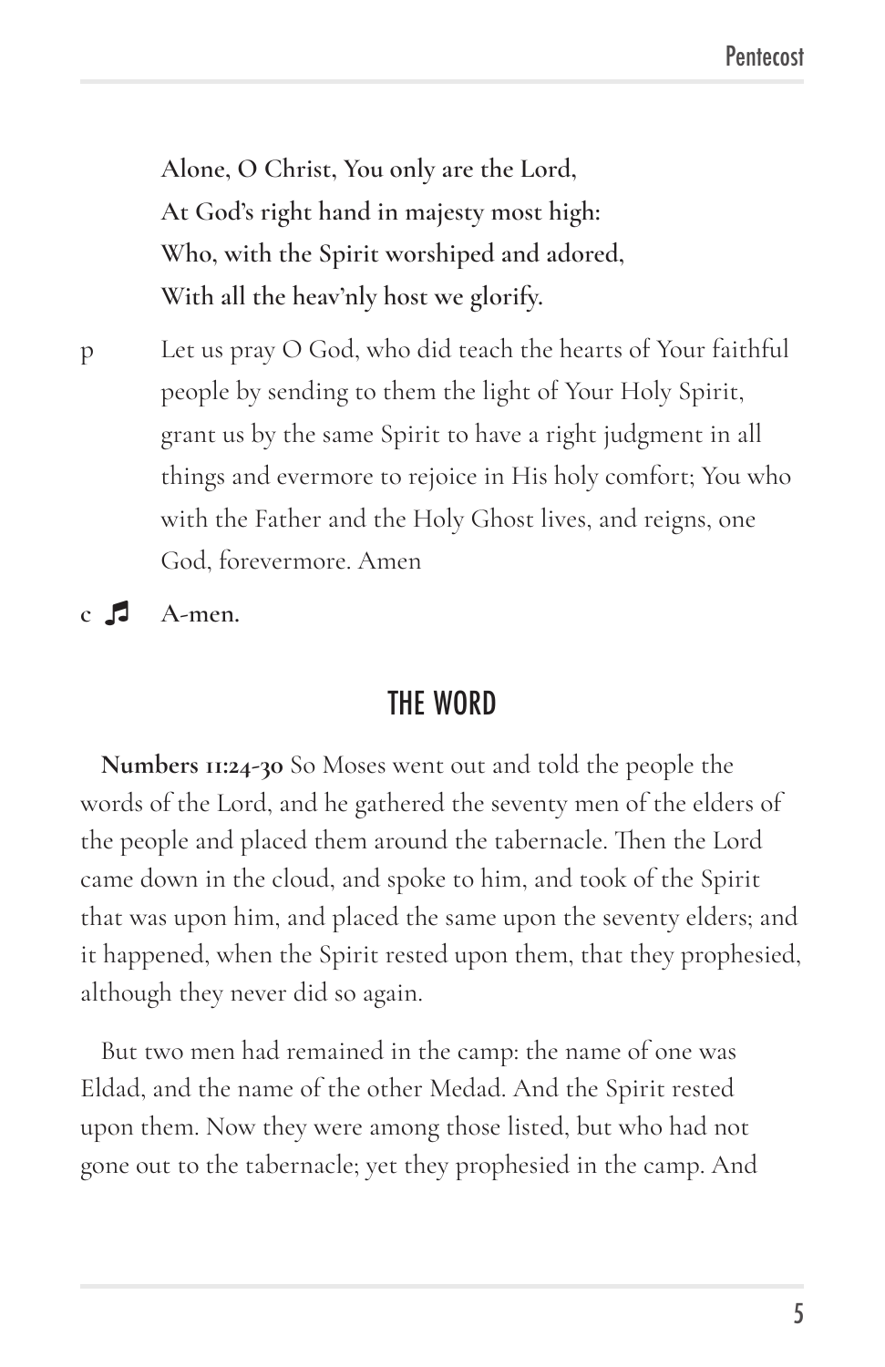**Alone, O Christ, You only are the Lord,**
**At God's right hand in majesty most high:**
**Who, with the Spirit worshiped and adored,**
**With all the heav'nly host we glorify.**

p Let us pray O God, who did teach the hearts of Your faithful people by sending to them the light of Your Holy Spirit, grant us by the same Spirit to have a right judgment in all things and evermore to rejoice in His holy comfort; You who with the Father and the Holy Ghost lives, and reigns, one God, forevermore. Amen

**c ♫ A-men.**

## THE WORD

**Numbers 11:24-30** So Moses went out and told the people the words of the Lord, and he gathered the seventy men of the elders of the people and placed them around the tabernacle. Then the Lord came down in the cloud, and spoke to him, and took of the Spirit that was upon him, and placed the same upon the seventy elders; and it happened, when the Spirit rested upon them, that they prophesied, although they never did so again.

But two men had remained in the camp: the name of one was Eldad, and the name of the other Medad. And the Spirit rested upon them. Now they were among those listed, but who had not gone out to the tabernacle; yet they prophesied in the camp. And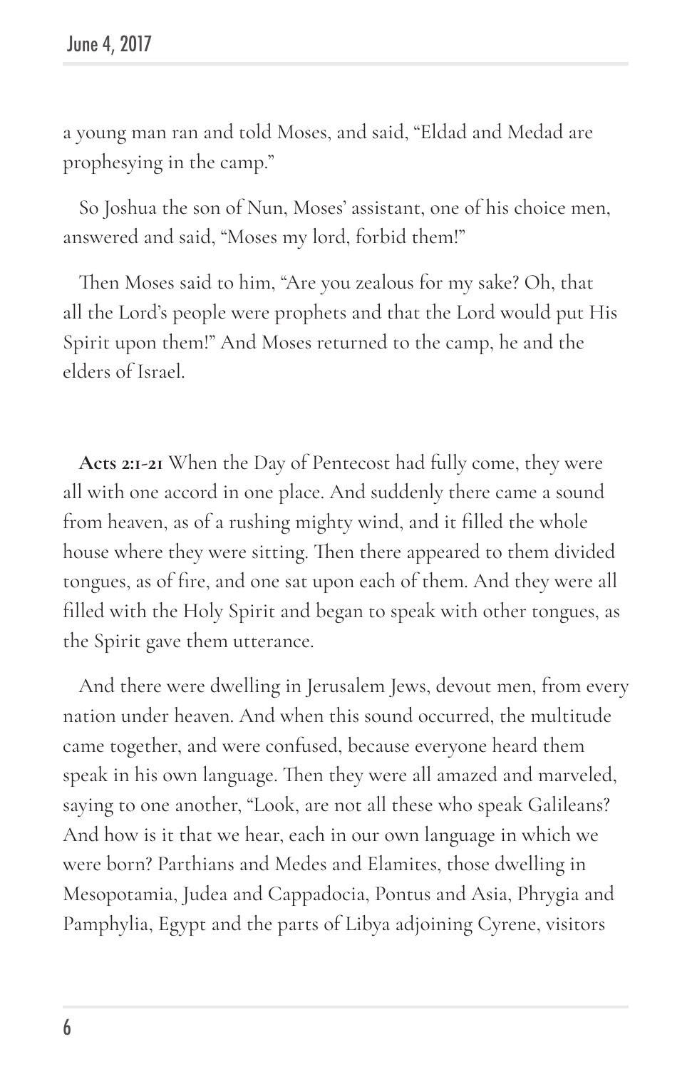a young man ran and told Moses, and said, "Eldad and Medad are prophesying in the camp."

So Joshua the son of Nun, Moses' assistant, one of his choice men, answered and said, "Moses my lord, forbid them!"

Then Moses said to him, "Are you zealous for my sake? Oh, that all the Lord's people were prophets and that the Lord would put His Spirit upon them!" And Moses returned to the camp, he and the elders of Israel.

**Acts 2:1-21** When the Day of Pentecost had fully come, they were all with one accord in one place. And suddenly there came a sound from heaven, as of a rushing mighty wind, and it filled the whole house where they were sitting. Then there appeared to them divided tongues, as of fire, and one sat upon each of them. And they were all filled with the Holy Spirit and began to speak with other tongues, as the Spirit gave them utterance.

And there were dwelling in Jerusalem Jews, devout men, from every nation under heaven. And when this sound occurred, the multitude came together, and were confused, because everyone heard them speak in his own language. Then they were all amazed and marveled, saying to one another, "Look, are not all these who speak Galileans? And how is it that we hear, each in our own language in which we were born? Parthians and Medes and Elamites, those dwelling in Mesopotamia, Judea and Cappadocia, Pontus and Asia, Phrygia and Pamphylia, Egypt and the parts of Libya adjoining Cyrene, visitors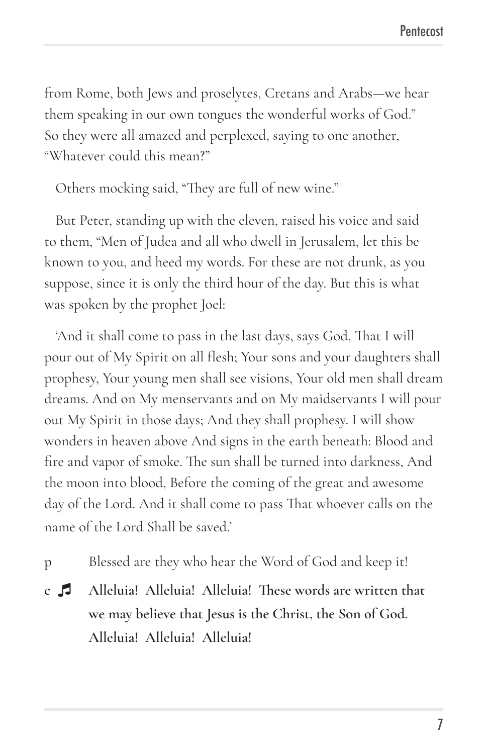from Rome, both Jews and proselytes, Cretans and Arabs—we hear them speaking in our own tongues the wonderful works of God." So they were all amazed and perplexed, saying to one another, "Whatever could this mean?"

Others mocking said, "They are full of new wine."

But Peter, standing up with the eleven, raised his voice and said to them, "Men of Judea and all who dwell in Jerusalem, let this be known to you, and heed my words. For these are not drunk, as you suppose, since it is only the third hour of the day. But this is what was spoken by the prophet Joel:

'And it shall come to pass in the last days, says God, That I will pour out of My Spirit on all flesh; Your sons and your daughters shall prophesy, Your young men shall see visions, Your old men shall dream dreams. And on My menservants and on My maidservants I will pour out My Spirit in those days; And they shall prophesy. I will show wonders in heaven above And signs in the earth beneath: Blood and fire and vapor of smoke. The sun shall be turned into darkness, And the moon into blood, Before the coming of the great and awesome day of the Lord. And it shall come to pass That whoever calls on the name of the Lord Shall be saved.'

p Blessed are they who hear the Word of God and keep it!

**c ♫ Alleluia! Alleluia! Alleluia! These words are written that we may believe that Jesus is the Christ, the Son of God. Alleluia! Alleluia! Alleluia!**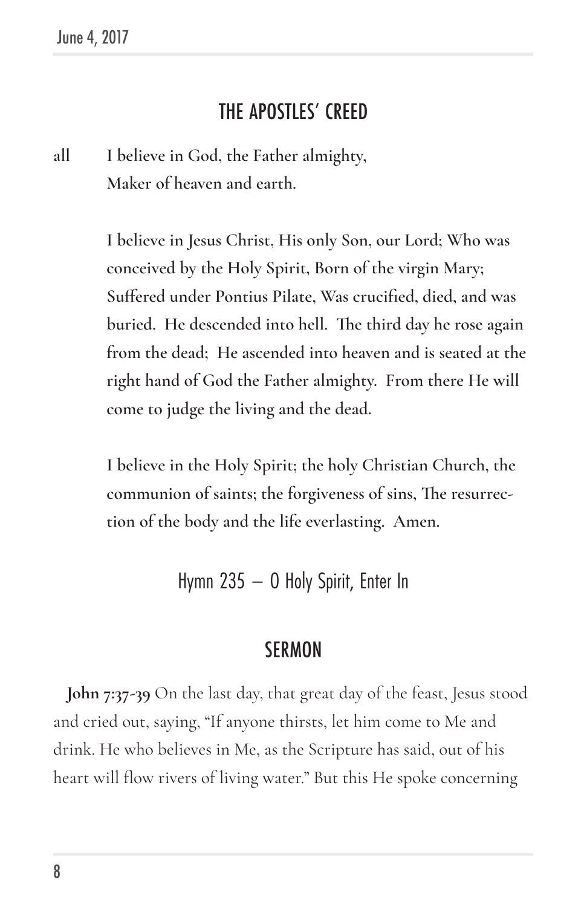## THE APOSTLES' CREED

all **I believe in God, the Father almighty,**
**Maker of heaven and earth.**

**I believe in Jesus Christ, His only Son, our Lord; Who was conceived by the Holy Spirit, Born of the virgin Mary; Suffered under Pontius Pilate, Was crucified, died, and was buried. He descended into hell. The third day he rose again from the dead; He ascended into heaven and is seated at the right hand of God the Father almighty. From there He will come to judge the living and the dead.**

**I believe in the Holy Spirit; the holy Christian Church, the communion of saints; the forgiveness of sins, The resurrection of the body and the life everlasting. Amen.**

Hymn 235 – O Holy Spirit, Enter In

## SERMON

**John 7:37-39** On the last day, that great day of the feast, Jesus stood and cried out, saying, "If anyone thirsts, let him come to Me and drink. He who believes in Me, as the Scripture has said, out of his heart will flow rivers of living water." But this He spoke concerning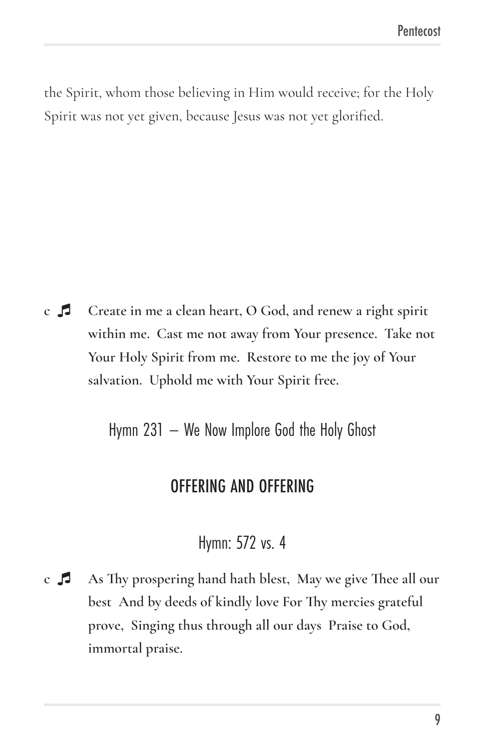the Spirit, whom those believing in Him would receive; for the Holy Spirit was not yet given, because Jesus was not yet glorified.

c ♬ **Create in me a clean heart, O God, and renew a right spirit within me. Cast me not away from Your presence. Take not Your Holy Spirit from me. Restore to me the joy of Your salvation. Uphold me with Your Spirit free.**

Hymn 231 – We Now Implore God the Holy Ghost

## OFFERING AND OFFERING

Hymn: 572 vs. 4

c ♬ **As Thy prospering hand hath blest, May we give Thee all our best And by deeds of kindly love For Thy mercies grateful prove, Singing thus through all our days Praise to God, immortal praise.**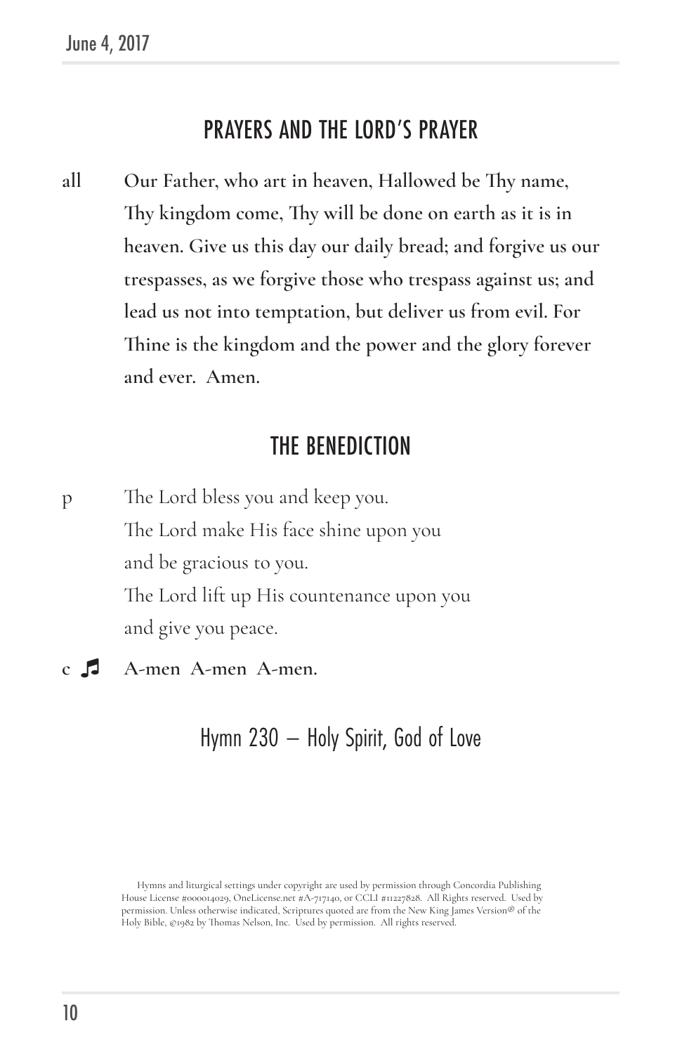## PRAYERS AND THE LORD'S PRAYER

all **Our Father, who art in heaven, Hallowed be Thy name, Thy kingdom come, Thy will be done on earth as it is in heaven. Give us this day our daily bread; and forgive us our trespasses, as we forgive those who trespass against us; and lead us not into temptation, but deliver us from evil. For Thine is the kingdom and the power and the glory forever and ever. Amen.**

## THE BENEDICTION

p The Lord bless you and keep you.
The Lord make His face shine upon you
and be gracious to you.
The Lord lift up His countenance upon you
and give you peace.

**c ♫ A-men A-men A-men.**

## Hymn 230 – Holy Spirit, God of Love

Hymns and liturgical settings under copyright are used by permission through Concordia Publishing House License #000014029, OneLicense.net #A-717140, or CCLI #11227828. All Rights reserved. Used by permission. Unless otherwise indicated, Scriptures quoted are from the New King James Version® of the Holy Bible, ©1982 by Thomas Nelson, Inc. Used by permission. All rights reserved.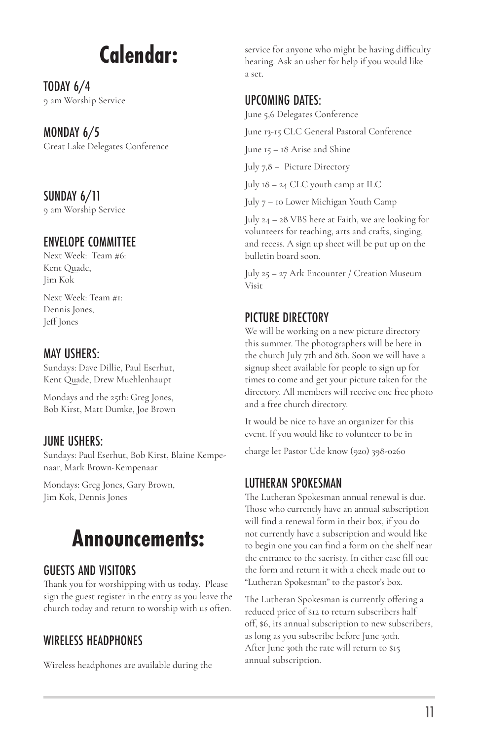# Calendar:

## TODAY 6/4
9 am Worship Service

## MONDAY 6/5
Great Lake Delegates Conference

## SUNDAY 6/11
9 am Worship Service

## ENVELOPE COMMITTEE
Next Week: Team #6:
Kent Quade,
Jim Kok

Next Week: Team #1:
Dennis Jones,
Jeff Jones

## MAY USHERS:
Sundays: Dave Dillie, Paul Eserhut, Kent Quade, Drew Muehlenhaupt

Mondays and the 25th: Greg Jones, Bob Kirst, Matt Dumke, Joe Brown

## JUNE USHERS:
Sundays: Paul Eserhut, Bob Kirst, Blaine Kempenaar, Mark Brown-Kempenaar

Mondays: Greg Jones, Gary Brown, Jim Kok, Dennis Jones

# Announcements:

## GUESTS AND VISITORS
Thank you for worshipping with us today. Please sign the guest register in the entry as you leave the church today and return to worship with us often.

## WIRELESS HEADPHONES

Wireless headphones are available during the service for anyone who might be having difficulty hearing. Ask an usher for help if you would like a set.

## UPCOMING DATES:
June 5,6 Delegates Conference

June 13-15 CLC General Pastoral Conference

June 15 – 18 Arise and Shine

July 7,8 – Picture Directory

July 18 – 24 CLC youth camp at ILC

July 7 – 10 Lower Michigan Youth Camp

July 24 – 28 VBS here at Faith, we are looking for volunteers for teaching, arts and crafts, singing, and recess. A sign up sheet will be put up on the bulletin board soon.

July 25 – 27 Ark Encounter / Creation Museum Visit

## PICTURE DIRECTORY
We will be working on a new picture directory this summer. The photographers will be here in the church July 7th and 8th. Soon we will have a signup sheet available for people to sign up for times to come and get your picture taken for the directory. All members will receive one free photo and a free church directory.

It would be nice to have an organizer for this event. If you would like to volunteer to be in charge let Pastor Ude know (920) 398-0260

## LUTHERAN SPOKESMAN
The Lutheran Spokesman annual renewal is due. Those who currently have an annual subscription will find a renewal form in their box, if you do not currently have a subscription and would like to begin one you can find a form on the shelf near the entrance to the sacristy. In either case fill out the form and return it with a check made out to "Lutheran Spokesman" to the pastor's box.

The Lutheran Spokesman is currently offering a reduced price of $12 to return subscribers half off, $6, its annual subscription to new subscribers, as long as you subscribe before June 30th. After June 30th the rate will return to $15 annual subscription.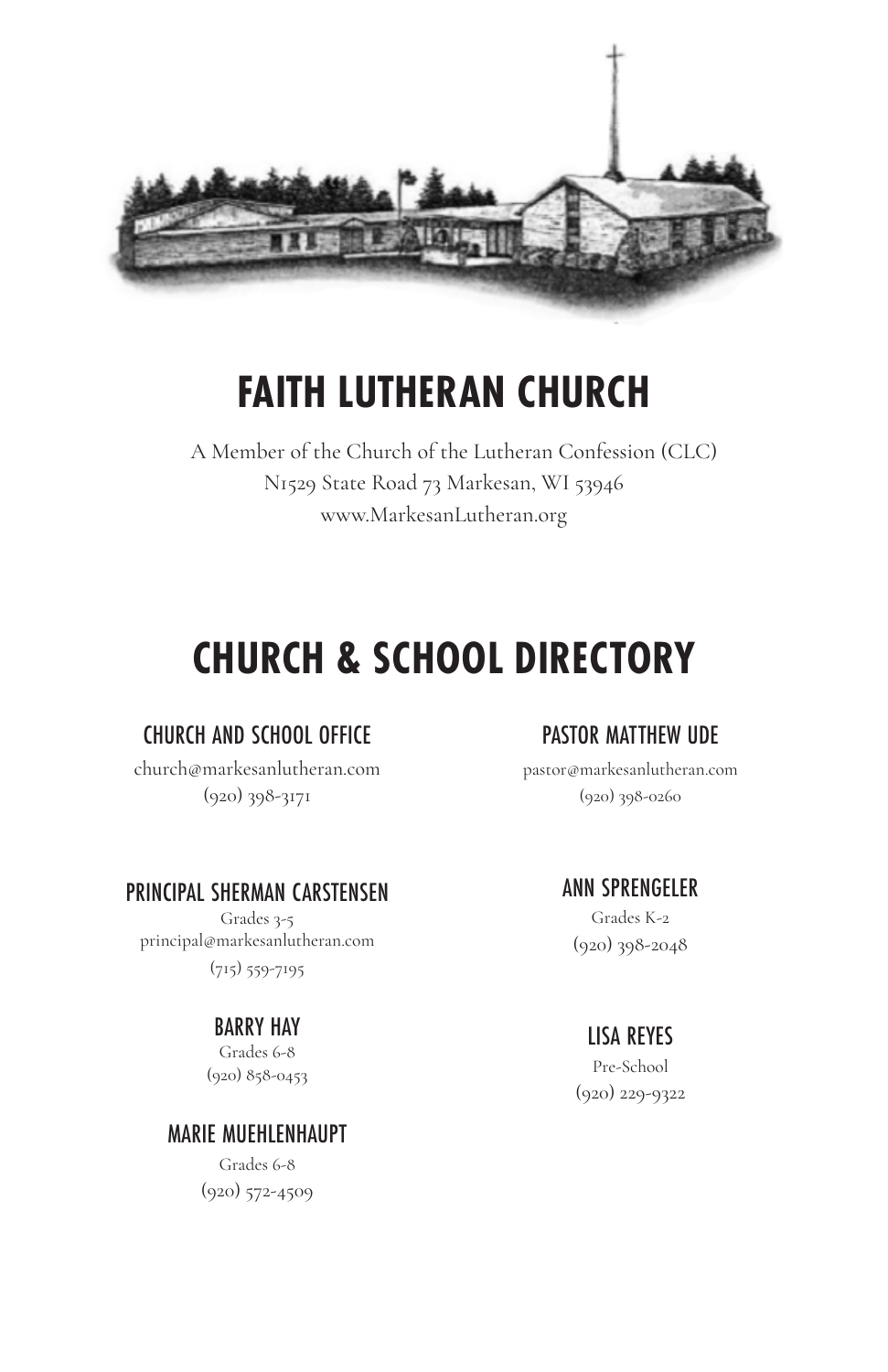# FAITH LUTHERAN CHURCH

A Member of the Church of the Lutheran Confession (CLC)
N1529 State Road 73 Markesan, WI 53946
www.MarkesanLutheran.org

# CHURCH & SCHOOL DIRECTORY

### CHURCH AND SCHOOL OFFICE

church@markesanlutheran.com
(920) 398-3171

### PASTOR MATTHEW UDE

pastor@markesanlutheran.com
(920) 398-0260

### PRINCIPAL SHERMAN CARSTENSEN

Grades 3-5
principal@markesanlutheran.com
(715) 559-7195

### ANN SPRENGELER

Grades K-2
(920) 398-2048

### BARRY HAY

Grades 6-8
(920) 858-0453

### LISA REYES

Pre-School
(920) 229-9322

### MARIE MUEHLENHAUPT

Grades 6-8
(920) 572-4509